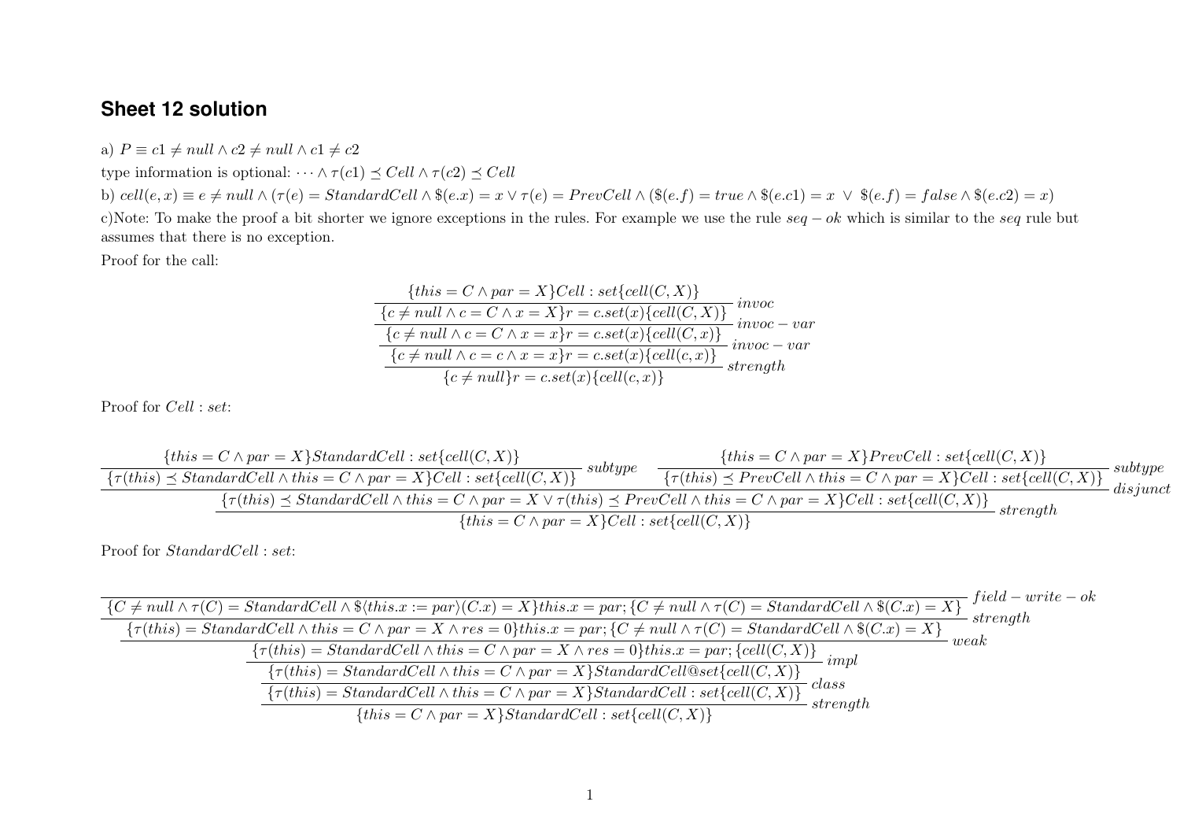## Sheet 12 solution

a) $P \equiv c1 \neq null \wedge c2 \neq null \wedge c1 \neq c2$

type information is optional: $\cdots \wedge \tau(c1) \preceq Cell \wedge \tau(c2) \preceq Cell$

b) $cell(e, x) \equiv e \neq null \wedge (\tau(e) = StandardCell \wedge \$(e.x) = x \vee \tau(e) = PrevCell \wedge (\$(e.f) = true \wedge \$(e.c1) = x \;\vee\; \$(e.f) = false \wedge \$(e.c2) = x)$

c)Note: To make the proof a bit shorter we ignore exceptions in the rules. For example we use the rule $seq - ok$ which is similar to the $seq$ rule but assumes that there is no exception.

Proof for the call:

$$\cfrac{\cfrac{\cfrac{\cfrac{\{this = C \wedge par = X\}Cell:set\{cell(C, X)\}}{\{c \neq null \wedge c = C \wedge x = X\}r = c.set(x)\{cell(C, X)\}}\;invoc}{\{c \neq null \wedge c = C \wedge x = x\}r = c.set(x)\{cell(C, x)\}}\;invoc-var}{\{c \neq null \wedge c = c \wedge x = x\}r = c.set(x)\{cell(c, x)\}}\;invoc-var}{\{c \neq null\}r = c.set(x)\{cell(c, x)\}}\;strength$$

Proof for $Cell : set$:

$$\cfrac{\cfrac{\cfrac{\{this = C \wedge par = X\}StandardCell:set\{cell(C, X)\}}{\{\tau(this) \preceq StandardCell \wedge this = C \wedge par = X\}Cell:set\{cell(C, X)\}}\;subtype \quad \cfrac{\{this = C \wedge par = X\}PrevCell:set\{cell(C, X)\}}{\{\tau(this) \preceq PrevCell \wedge this = C \wedge par = X\}Cell:set\{cell(C, X)\}}\;subtype}{\{\tau(this) \preceq StandardCell \wedge this = C \wedge par = X \vee \tau(this) \preceq PrevCell \wedge this = C \wedge par = X\}Cell:set\{cell(C, X)\}}\;disjunct}{\{this = C \wedge par = X\}Cell:set\{cell(C, X)\}}\;strength$$

Proof for $StandardCell : set$:

$$\cfrac{\cfrac{\cfrac{\cfrac{\cfrac{\cfrac{}{\{C \neq null \wedge \tau(C) = StandardCell \wedge \$\langle this.x := par\rangle(C.x) = X\}this.x = par;\{C \neq null \wedge \tau(C) = StandardCell \wedge \$(C.x) = X\}}\;field-write-ok}{\{\tau(this) = StandardCell \wedge this = C \wedge par = X \wedge res = 0\}this.x = par;\{C \neq null \wedge \tau(C) = StandardCell \wedge \$(C.x) = X\}}\;strength}{\{\tau(this) = StandardCell \wedge this = C \wedge par = X \wedge res = 0\}this.x = par;\{cell(C, X)\}}\;weak}{\{\tau(this) = StandardCell \wedge this = C \wedge par = X\}StandardCell@set\{cell(C, X)\}}\;impl}{\{\tau(this) = StandardCell \wedge this = C \wedge par = X\}StandardCell:set\{cell(C, X)\}}\;class}{\{this = C \wedge par = X\}StandardCell:set\{cell(C, X)\}}\;strength$$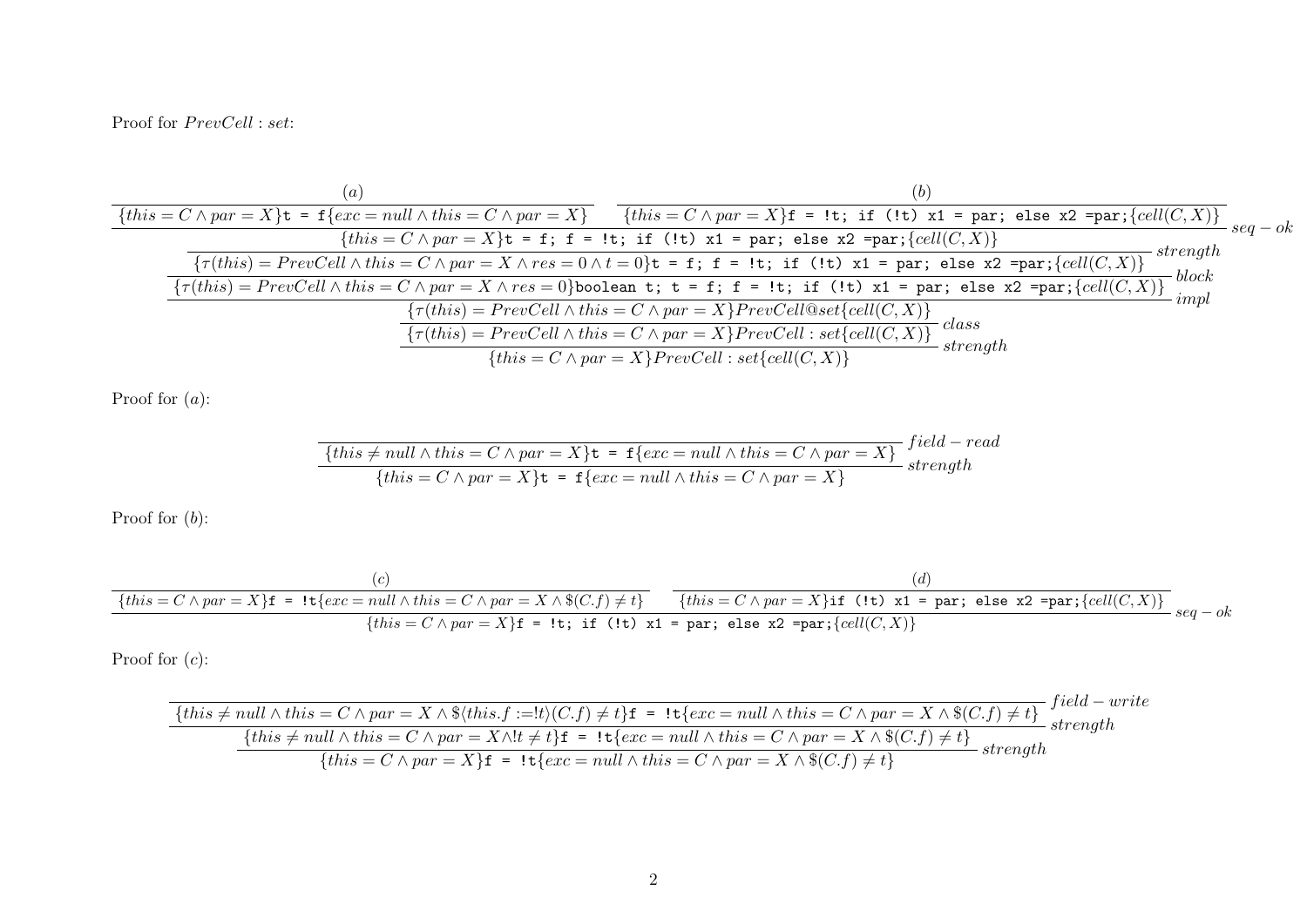Proof for $PrevCell : set$:

$$
\dfrac{
  \dfrac{
    \dfrac{
      \dfrac{
        \dfrac{
          \dfrac{
            \dfrac{(a)}{\{this = C \wedge par = X\}\texttt{t = f}\{exc = null \wedge this = C \wedge par = X\}}
            \qquad
            \dfrac{(b)}{\{this = C \wedge par = X\}\texttt{f = !t; if (!t) x1 = par; else x2 =par;}\{cell(C, X)\}}
          }{\{this = C \wedge par = X\}\texttt{t = f; f = !t; if (!t) x1 = par; else x2 =par;}\{cell(C, X)\}}\ seq-ok
        }{\{\tau(this) = PrevCell \wedge this = C \wedge par = X \wedge res = 0 \wedge t = 0\}\texttt{t = f; f = !t; if (!t) x1 = par; else x2 =par;}\{cell(C, X)\}}\ strength
      }{\{\tau(this) = PrevCell \wedge this = C \wedge par = X \wedge res = 0\}\texttt{boolean t; t = f; f = !t; if (!t) x1 = par; else x2 =par;}\{cell(C, X)\}}\ block
    }{\{\tau(this) = PrevCell \wedge this = C \wedge par = X\}PrevCell@set\{cell(C, X)\}}\ impl
  }{\{\tau(this) = PrevCell \wedge this = C \wedge par = X\}PrevCell : set\{cell(C, X)\}}\ class
}{\{this = C \wedge par = X\}PrevCell : set\{cell(C, X)\}}\ strength
$$

Proof for $(a)$:

$$
\dfrac{
  \overline{\{this \neq null \wedge this = C \wedge par = X\}\texttt{t = f}\{exc = null \wedge this = C \wedge par = X\}}\ field-read
}{\{this = C \wedge par = X\}\texttt{t = f}\{exc = null \wedge this = C \wedge par = X\}}\ strength
$$

Proof for $(b)$:

$$
\dfrac{
  \dfrac{(c)}{\{this = C \wedge par = X\}\texttt{f = !t}\{exc = null \wedge this = C \wedge par = X \wedge \$(C.f) \neq t\}}
  \qquad
  \dfrac{(d)}{\{this = C \wedge par = X\}\texttt{if (!t) x1 = par; else x2 =par;}\{cell(C, X)\}}
}{\{this = C \wedge par = X\}\texttt{f = !t; if (!t) x1 = par; else x2 =par;}\{cell(C, X)\}}\ seq-ok
$$

Proof for $(c)$:

$$
\dfrac{
  \dfrac{
    \overline{\{this \neq null \wedge this = C \wedge par = X \wedge \$\langle this.f := !t\rangle(C.f) \neq t\}\texttt{f = !t}\{exc = null \wedge this = C \wedge par = X \wedge \$(C.f) \neq t\}}\ field-write
  }{\{this \neq null \wedge this = C \wedge par = X \wedge !t \neq t\}\texttt{f = !t}\{exc = null \wedge this = C \wedge par = X \wedge \$(C.f) \neq t\}}\ strength
}{\{this = C \wedge par = X\}\texttt{f = !t}\{exc = null \wedge this = C \wedge par = X \wedge \$(C.f) \neq t\}}\ strength
$$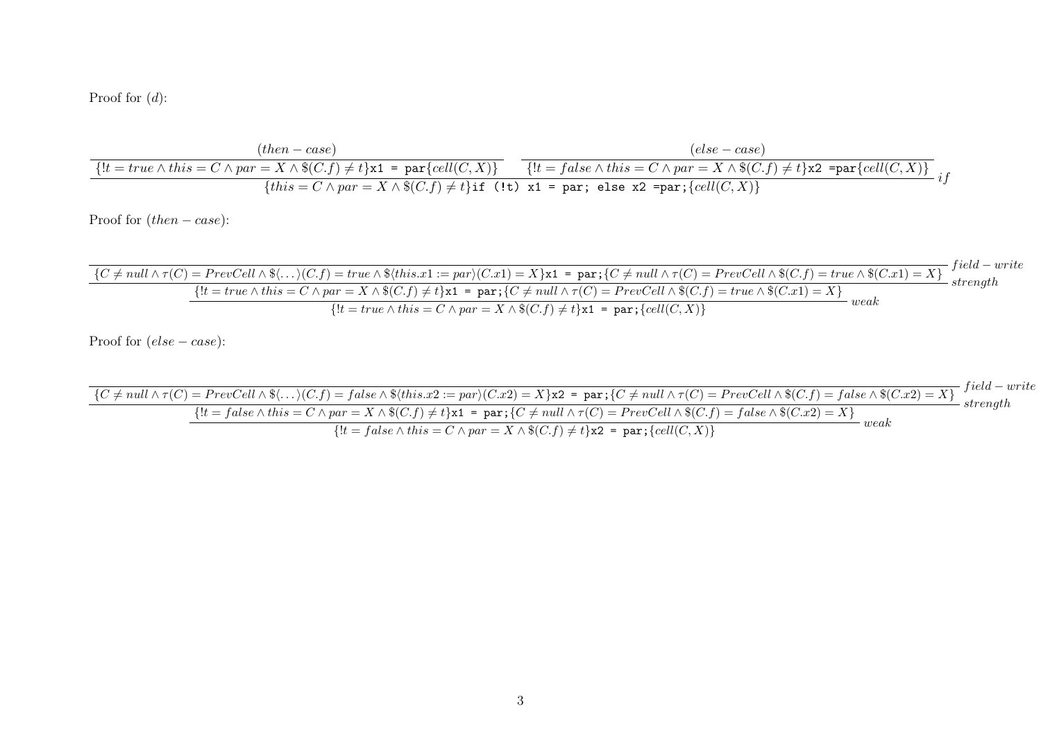Proof for $(d)$:

$$
\dfrac{\dfrac{(then-case)}{\{!t = true \wedge this = C \wedge par = X \wedge \$(C.f) \neq t\}\texttt{x1 = par}\{cell(C,X)\}} \quad \dfrac{(else-case)}{\{!t = false \wedge this = C \wedge par = X \wedge \$(C.f) \neq t\}\texttt{x2 =par}\{cell(C,X)\}}}{\{this = C \wedge par = X \wedge \$(C.f) \neq t\}\texttt{if (!t) x1 = par; else x2 =par;}\{cell(C,X)\}}\ if
$$

Proof for $(then-case)$:

$$
\dfrac{\dfrac{\overline{\{C \neq null \wedge \tau(C) = PrevCell \wedge \$\langle\ldots\rangle(C.f) = true \wedge \$\langle this.x1 := par\rangle(C.x1) = X\}\texttt{x1 = par;}\{C \neq null \wedge \tau(C) = PrevCell \wedge \$(C.f) = true \wedge \$(C.x1) = X\}}\ field-write}{\{!t = true \wedge this = C \wedge par = X \wedge \$(C.f) \neq t\}\texttt{x1 = par;}\{C \neq null \wedge \tau(C) = PrevCell \wedge \$(C.f) = true \wedge \$(C.x1) = X\}}\ strength}{\{!t = true \wedge this = C \wedge par = X \wedge \$(C.f) \neq t\}\texttt{x1 = par;}\{cell(C,X)\}}\ weak
$$

Proof for $(else-case)$:

$$
\dfrac{\dfrac{\overline{\{C \neq null \wedge \tau(C) = PrevCell \wedge \$\langle\ldots\rangle(C.f) = false \wedge \$\langle this.x2 := par\rangle(C.x2) = X\}\texttt{x2 = par;}\{C \neq null \wedge \tau(C) = PrevCell \wedge \$(C.f) = false \wedge \$(C.x2) = X\}}\ field-write}{\{!t = false \wedge this = C \wedge par = X \wedge \$(C.f) \neq t\}\texttt{x1 = par;}\{C \neq null \wedge \tau(C) = PrevCell \wedge \$(C.f) = false \wedge \$(C.x2) = X\}}\ strength}{\{!t = false \wedge this = C \wedge par = X \wedge \$(C.f) \neq t\}\texttt{x2 = par;}\{cell(C,X)\}}\ weak
$$